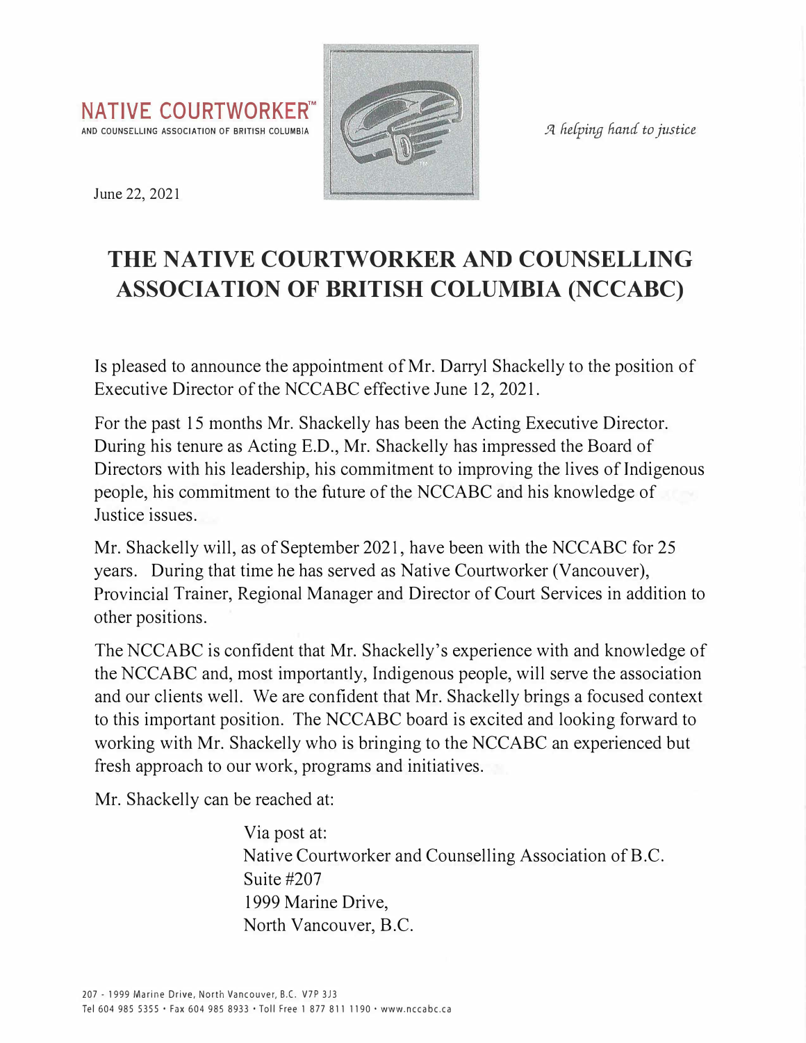**NATIVE COURTWORKER™**
AND COUNSELLING ASSOCIATION OF BRITISH COLUMBIA

*A helping hand to justice*

June 22, 2021

# THE NATIVE COURTWORKER AND COUNSELLING ASSOCIATION OF BRITISH COLUMBIA (NCCABC)

Is pleased to announce the appointment of Mr. Darryl Shackelly to the position of Executive Director of the NCCABC effective June 12, 2021.

For the past 15 months Mr. Shackelly has been the Acting Executive Director. During his tenure as Acting E.D., Mr. Shackelly has impressed the Board of Directors with his leadership, his commitment to improving the lives of Indigenous people, his commitment to the future of the NCCABC and his knowledge of Justice issues.

Mr. Shackelly will, as of September 2021, have been with the NCCABC for 25 years. During that time he has served as Native Courtworker (Vancouver), Provincial Trainer, Regional Manager and Director of Court Services in addition to other positions.

The NCCABC is confident that Mr. Shackelly's experience with and knowledge of the NCCABC and, most importantly, Indigenous people, will serve the association and our clients well. We are confident that Mr. Shackelly brings a focused context to this important position. The NCCABC board is excited and looking forward to working with Mr. Shackelly who is bringing to the NCCABC an experienced but fresh approach to our work, programs and initiatives.

Mr. Shackelly can be reached at:

Via post at:
Native Courtworker and Counselling Association of B.C.
Suite #207
1999 Marine Drive,
North Vancouver, B.C.

207 - 1999 Marine Drive, North Vancouver, B.C. V7P 3J3
Tel 604 985 5355 • Fax 604 985 8933 • Toll Free 1 877 811 1190 • www.nccabc.ca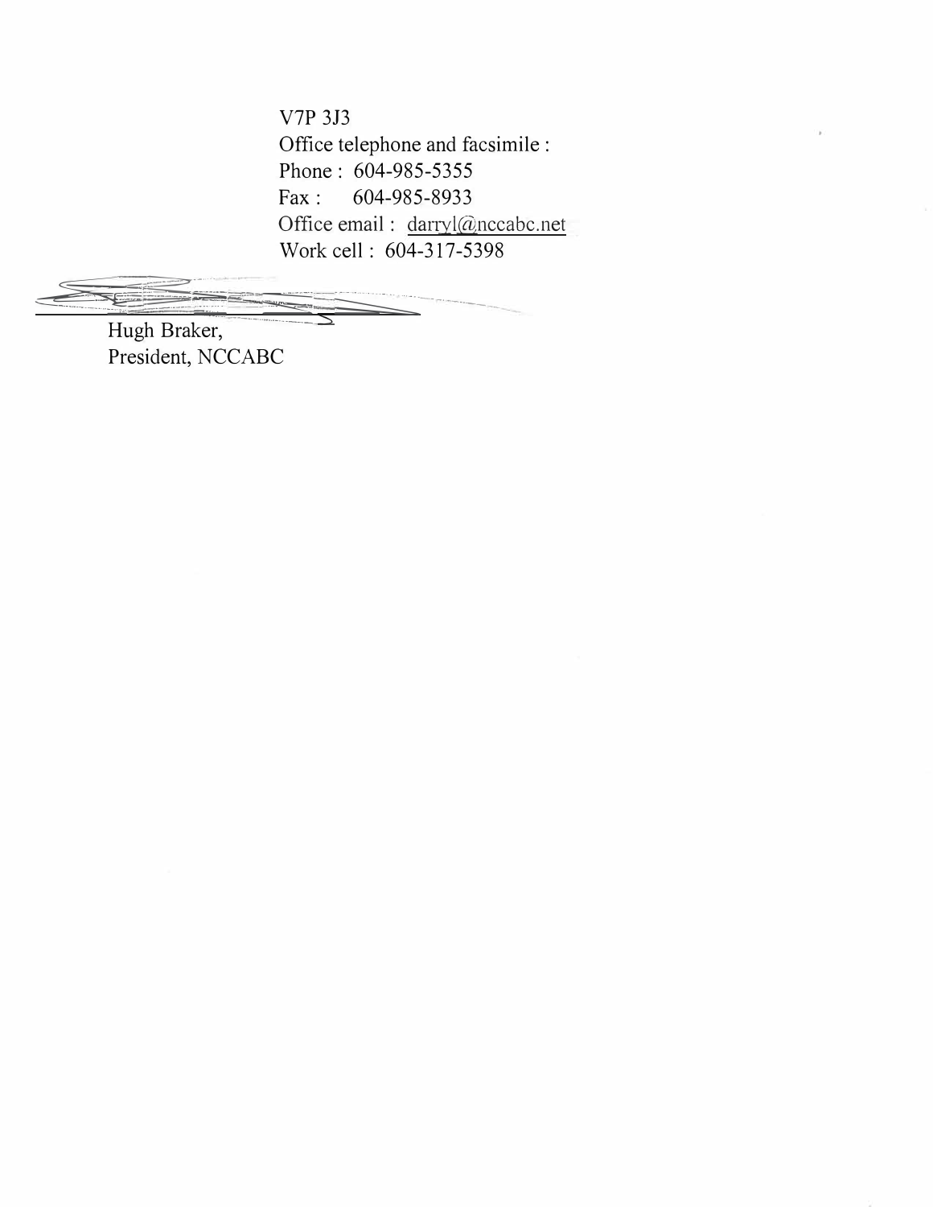V7P 3J3
Office telephone and facsimile :
Phone : 604-985-5355
Fax : 604-985-8933
Office email : darryl@nccabc.net
Work cell : 604-317-5398

Hugh Braker,
President, NCCABC